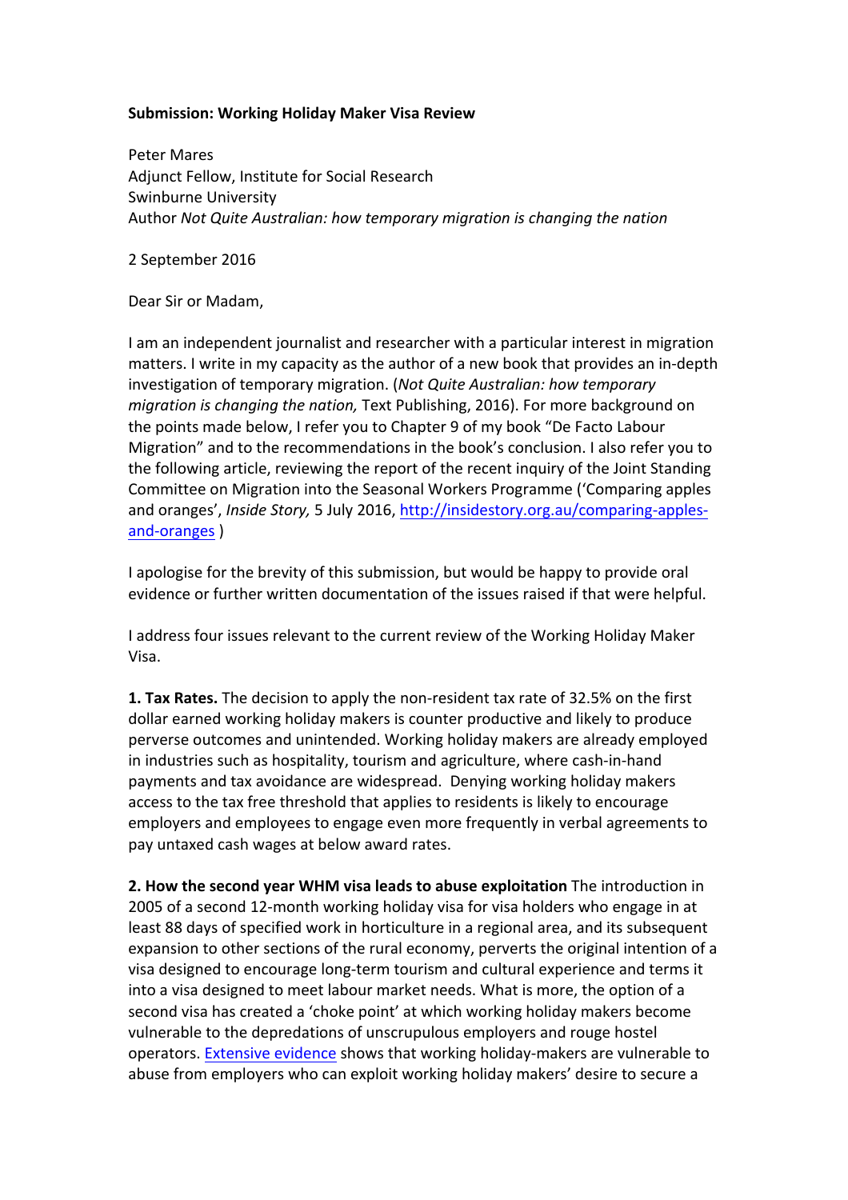**Submission: Working Holiday Maker Visa Review**

Peter Mares
Adjunct Fellow, Institute for Social Research
Swinburne University
Author *Not Quite Australian: how temporary migration is changing the nation*

2 September 2016

Dear Sir or Madam,

I am an independent journalist and researcher with a particular interest in migration matters. I write in my capacity as the author of a new book that provides an in-depth investigation of temporary migration. (*Not Quite Australian: how temporary migration is changing the nation,* Text Publishing, 2016). For more background on the points made below, I refer you to Chapter 9 of my book "De Facto Labour Migration" and to the recommendations in the book's conclusion. I also refer you to the following article, reviewing the report of the recent inquiry of the Joint Standing Committee on Migration into the Seasonal Workers Programme ('Comparing apples and oranges', *Inside Story,* 5 July 2016, [http://insidestory.org.au/comparing-apples-and-oranges](http://insidestory.org.au/comparing-apples-and-oranges) )

I apologise for the brevity of this submission, but would be happy to provide oral evidence or further written documentation of the issues raised if that were helpful.

I address four issues relevant to the current review of the Working Holiday Maker Visa.

**1. Tax Rates.** The decision to apply the non-resident tax rate of 32.5% on the first dollar earned working holiday makers is counter productive and likely to produce perverse outcomes and unintended. Working holiday makers are already employed in industries such as hospitality, tourism and agriculture, where cash-in-hand payments and tax avoidance are widespread. Denying working holiday makers access to the tax free threshold that applies to residents is likely to encourage employers and employees to engage even more frequently in verbal agreements to pay untaxed cash wages at below award rates.

**2. How the second year WHM visa leads to abuse exploitation** The introduction in 2005 of a second 12-month working holiday visa for visa holders who engage in at least 88 days of specified work in horticulture in a regional area, and its subsequent expansion to other sections of the rural economy, perverts the original intention of a visa designed to encourage long-term tourism and cultural experience and terms it into a visa designed to meet labour market needs. What is more, the option of a second visa has created a 'choke point' at which working holiday makers become vulnerable to the depredations of unscrupulous employers and rouge hostel operators. Extensive evidence shows that working holiday-makers are vulnerable to abuse from employers who can exploit working holiday makers' desire to secure a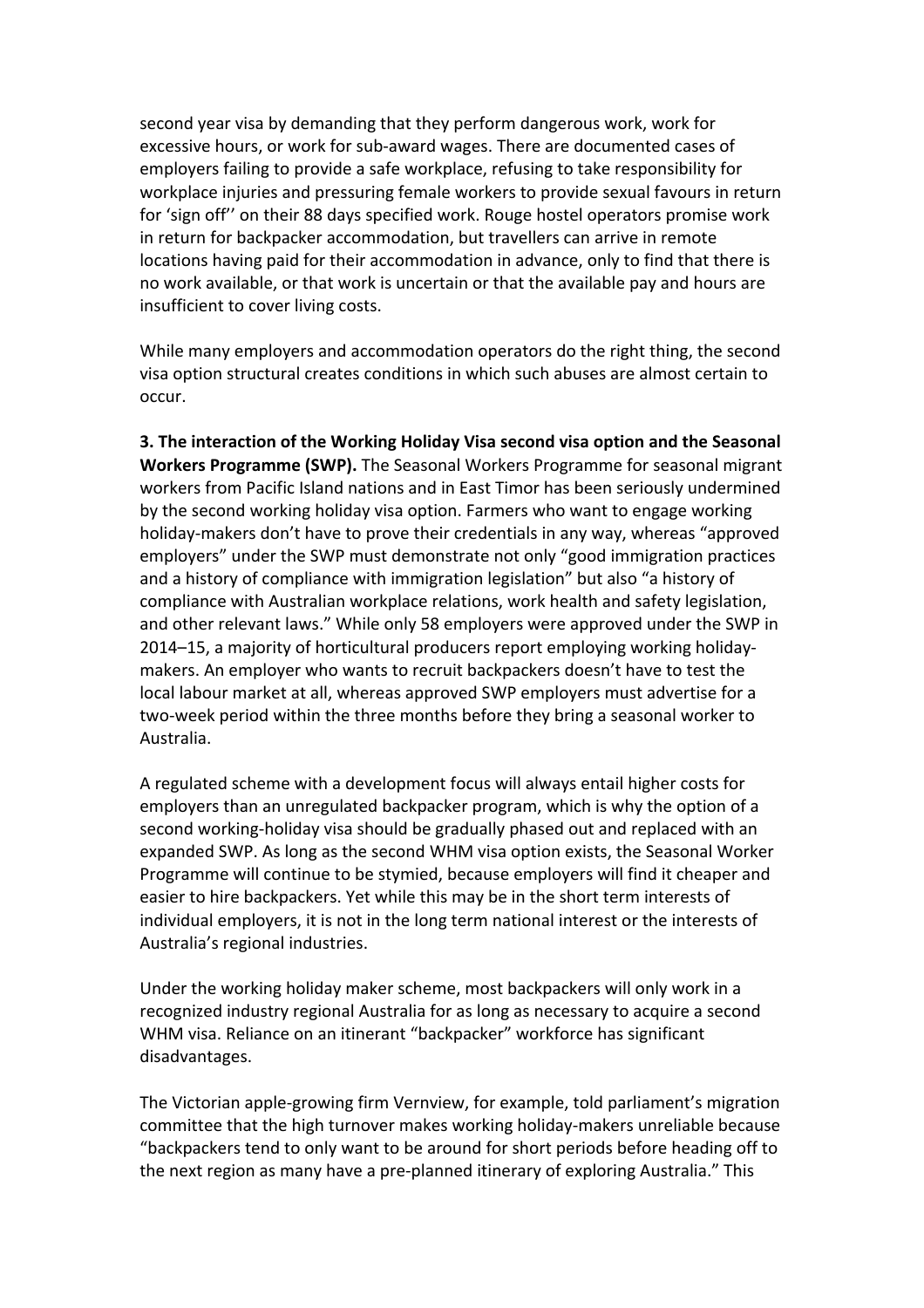second year visa by demanding that they perform dangerous work, work for excessive hours, or work for sub-award wages. There are documented cases of employers failing to provide a safe workplace, refusing to take responsibility for workplace injuries and pressuring female workers to provide sexual favours in return for 'sign off'' on their 88 days specified work. Rouge hostel operators promise work in return for backpacker accommodation, but travellers can arrive in remote locations having paid for their accommodation in advance, only to find that there is no work available, or that work is uncertain or that the available pay and hours are insufficient to cover living costs.

While many employers and accommodation operators do the right thing, the second visa option structural creates conditions in which such abuses are almost certain to occur.

**3. The interaction of the Working Holiday Visa second visa option and the Seasonal Workers Programme (SWP).** The Seasonal Workers Programme for seasonal migrant workers from Pacific Island nations and in East Timor has been seriously undermined by the second working holiday visa option. Farmers who want to engage working holiday-makers don't have to prove their credentials in any way, whereas "approved employers" under the SWP must demonstrate not only "good immigration practices and a history of compliance with immigration legislation" but also "a history of compliance with Australian workplace relations, work health and safety legislation, and other relevant laws." While only 58 employers were approved under the SWP in 2014–15, a majority of horticultural producers report employing working holiday-makers. An employer who wants to recruit backpackers doesn't have to test the local labour market at all, whereas approved SWP employers must advertise for a two-week period within the three months before they bring a seasonal worker to Australia.

A regulated scheme with a development focus will always entail higher costs for employers than an unregulated backpacker program, which is why the option of a second working-holiday visa should be gradually phased out and replaced with an expanded SWP. As long as the second WHM visa option exists, the Seasonal Worker Programme will continue to be stymied, because employers will find it cheaper and easier to hire backpackers. Yet while this may be in the short term interests of individual employers, it is not in the long term national interest or the interests of Australia's regional industries.

Under the working holiday maker scheme, most backpackers will only work in a recognized industry regional Australia for as long as necessary to acquire a second WHM visa. Reliance on an itinerant "backpacker" workforce has significant disadvantages.

The Victorian apple-growing firm Vernview, for example, told parliament's migration committee that the high turnover makes working holiday-makers unreliable because "backpackers tend to only want to be around for short periods before heading off to the next region as many have a pre-planned itinerary of exploring Australia." This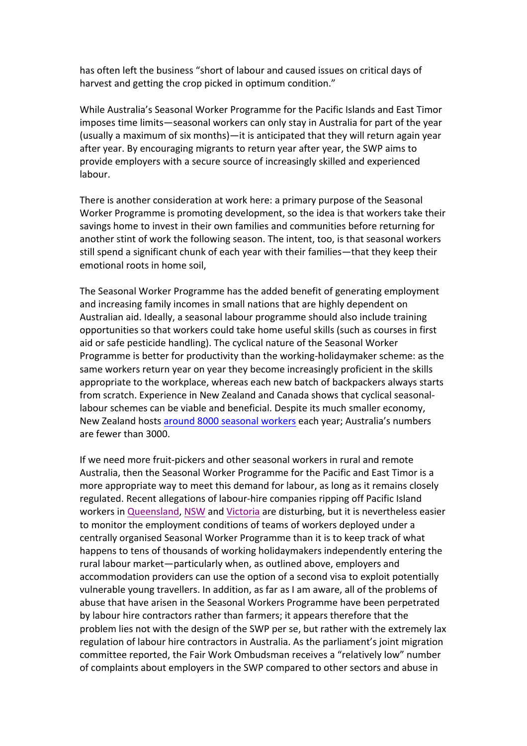has often left the business "short of labour and caused issues on critical days of harvest and getting the crop picked in optimum condition."

While Australia's Seasonal Worker Programme for the Pacific Islands and East Timor imposes time limits—seasonal workers can only stay in Australia for part of the year (usually a maximum of six months)—it is anticipated that they will return again year after year. By encouraging migrants to return year after year, the SWP aims to provide employers with a secure source of increasingly skilled and experienced labour.

There is another consideration at work here: a primary purpose of the Seasonal Worker Programme is promoting development, so the idea is that workers take their savings home to invest in their own families and communities before returning for another stint of work the following season. The intent, too, is that seasonal workers still spend a significant chunk of each year with their families—that they keep their emotional roots in home soil,

The Seasonal Worker Programme has the added benefit of generating employment and increasing family incomes in small nations that are highly dependent on Australian aid. Ideally, a seasonal labour programme should also include training opportunities so that workers could take home useful skills (such as courses in first aid or safe pesticide handling). The cyclical nature of the Seasonal Worker Programme is better for productivity than the working-holidaymaker scheme: as the same workers return year on year they become increasingly proficient in the skills appropriate to the workplace, whereas each new batch of backpackers always starts from scratch. Experience in New Zealand and Canada shows that cyclical seasonal-labour schemes can be viable and beneficial. Despite its much smaller economy, New Zealand hosts around 8000 seasonal workers each year; Australia's numbers are fewer than 3000.

If we need more fruit-pickers and other seasonal workers in rural and remote Australia, then the Seasonal Worker Programme for the Pacific and East Timor is a more appropriate way to meet this demand for labour, as long as it remains closely regulated. Recent allegations of labour-hire companies ripping off Pacific Island workers in Queensland, NSW and Victoria are disturbing, but it is nevertheless easier to monitor the employment conditions of teams of workers deployed under a centrally organised Seasonal Worker Programme than it is to keep track of what happens to tens of thousands of working holidaymakers independently entering the rural labour market—particularly when, as outlined above, employers and accommodation providers can use the option of a second visa to exploit potentially vulnerable young travellers. In addition, as far as I am aware, all of the problems of abuse that have arisen in the Seasonal Workers Programme have been perpetrated by labour hire contractors rather than farmers; it appears therefore that the problem lies not with the design of the SWP per se, but rather with the extremely lax regulation of labour hire contractors in Australia. As the parliament's joint migration committee reported, the Fair Work Ombudsman receives a "relatively low" number of complaints about employers in the SWP compared to other sectors and abuse in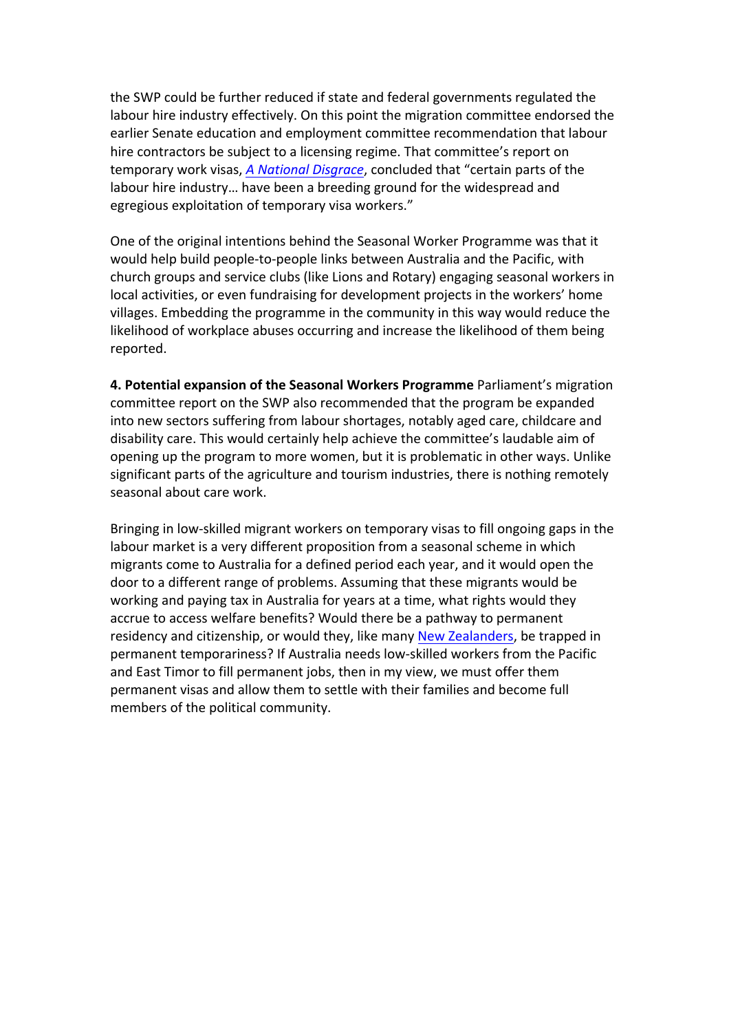the SWP could be further reduced if state and federal governments regulated the labour hire industry effectively. On this point the migration committee endorsed the earlier Senate education and employment committee recommendation that labour hire contractors be subject to a licensing regime. That committee's report on temporary work visas, *A National Disgrace*, concluded that "certain parts of the labour hire industry… have been a breeding ground for the widespread and egregious exploitation of temporary visa workers."

One of the original intentions behind the Seasonal Worker Programme was that it would help build people-to-people links between Australia and the Pacific, with church groups and service clubs (like Lions and Rotary) engaging seasonal workers in local activities, or even fundraising for development projects in the workers' home villages. Embedding the programme in the community in this way would reduce the likelihood of workplace abuses occurring and increase the likelihood of them being reported.

**4. Potential expansion of the Seasonal Workers Programme** Parliament's migration committee report on the SWP also recommended that the program be expanded into new sectors suffering from labour shortages, notably aged care, childcare and disability care. This would certainly help achieve the committee's laudable aim of opening up the program to more women, but it is problematic in other ways. Unlike significant parts of the agriculture and tourism industries, there is nothing remotely seasonal about care work.

Bringing in low-skilled migrant workers on temporary visas to fill ongoing gaps in the labour market is a very different proposition from a seasonal scheme in which migrants come to Australia for a defined period each year, and it would open the door to a different range of problems. Assuming that these migrants would be working and paying tax in Australia for years at a time, what rights would they accrue to access welfare benefits? Would there be a pathway to permanent residency and citizenship, or would they, like many New Zealanders, be trapped in permanent temporariness? If Australia needs low-skilled workers from the Pacific and East Timor to fill permanent jobs, then in my view, we must offer them permanent visas and allow them to settle with their families and become full members of the political community.